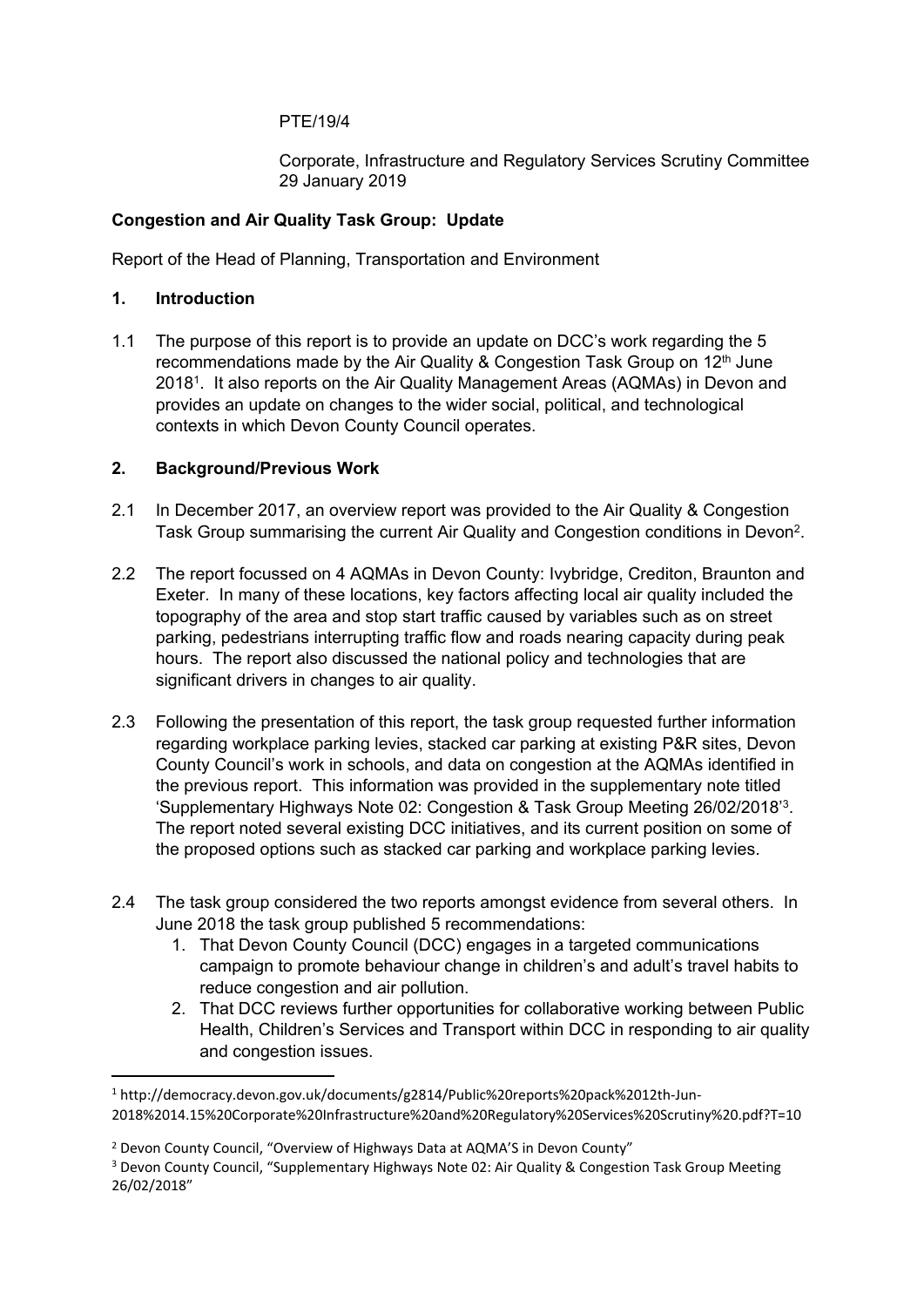PTE/19/4

Corporate, Infrastructure and Regulatory Services Scrutiny Committee
29 January 2019

**Congestion and Air Quality Task Group: Update**

Report of the Head of Planning, Transportation and Environment

## 1. Introduction

1.1 The purpose of this report is to provide an update on DCC's work regarding the 5 recommendations made by the Air Quality & Congestion Task Group on 12th June 2018[1]. It also reports on the Air Quality Management Areas (AQMAs) in Devon and provides an update on changes to the wider social, political, and technological contexts in which Devon County Council operates.

## 2. Background/Previous Work

2.1 In December 2017, an overview report was provided to the Air Quality & Congestion Task Group summarising the current Air Quality and Congestion conditions in Devon[2].

2.2 The report focussed on 4 AQMAs in Devon County: Ivybridge, Crediton, Braunton and Exeter. In many of these locations, key factors affecting local air quality included the topography of the area and stop start traffic caused by variables such as on street parking, pedestrians interrupting traffic flow and roads nearing capacity during peak hours. The report also discussed the national policy and technologies that are significant drivers in changes to air quality.

2.3 Following the presentation of this report, the task group requested further information regarding workplace parking levies, stacked car parking at existing P&R sites, Devon County Council's work in schools, and data on congestion at the AQMAs identified in the previous report. This information was provided in the supplementary note titled 'Supplementary Highways Note 02: Congestion & Task Group Meeting 26/02/2018'[3]. The report noted several existing DCC initiatives, and its current position on some of the proposed options such as stacked car parking and workplace parking levies.

2.4 The task group considered the two reports amongst evidence from several others. In June 2018 the task group published 5 recommendations:

1. That Devon County Council (DCC) engages in a targeted communications campaign to promote behaviour change in children's and adult's travel habits to reduce congestion and air pollution.
2. That DCC reviews further opportunities for collaborative working between Public Health, Children's Services and Transport within DCC in responding to air quality and congestion issues.

---

[1] http://democracy.devon.gov.uk/documents/g2814/Public%20reports%20pack%2012th-Jun-2018%2014.15%20Corporate%20Infrastructure%20and%20Regulatory%20Services%20Scrutiny%20.pdf?T=10

[2] Devon County Council, "Overview of Highways Data at AQMA'S in Devon County"

[3] Devon County Council, "Supplementary Highways Note 02: Air Quality & Congestion Task Group Meeting 26/02/2018"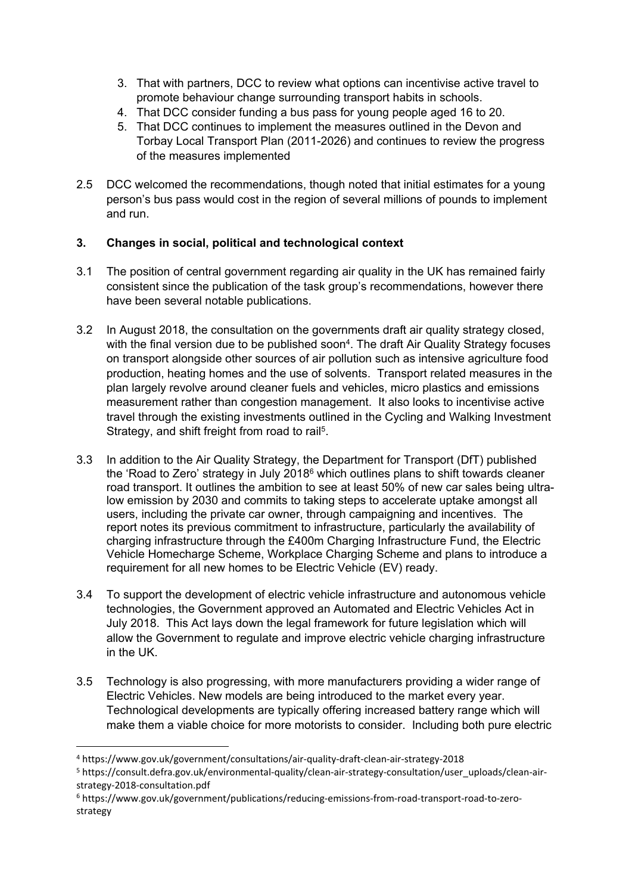3. That with partners, DCC to review what options can incentivise active travel to promote behaviour change surrounding transport habits in schools.
4. That DCC consider funding a bus pass for young people aged 16 to 20.
5. That DCC continues to implement the measures outlined in the Devon and Torbay Local Transport Plan (2011-2026) and continues to review the progress of the measures implemented

2.5 DCC welcomed the recommendations, though noted that initial estimates for a young person's bus pass would cost in the region of several millions of pounds to implement and run.

## 3. Changes in social, political and technological context

3.1 The position of central government regarding air quality in the UK has remained fairly consistent since the publication of the task group's recommendations, however there have been several notable publications.

3.2 In August 2018, the consultation on the governments draft air quality strategy closed, with the final version due to be published soon[4]. The draft Air Quality Strategy focuses on transport alongside other sources of air pollution such as intensive agriculture food production, heating homes and the use of solvents. Transport related measures in the plan largely revolve around cleaner fuels and vehicles, micro plastics and emissions measurement rather than congestion management. It also looks to incentivise active travel through the existing investments outlined in the Cycling and Walking Investment Strategy, and shift freight from road to rail[5].

3.3 In addition to the Air Quality Strategy, the Department for Transport (DfT) published the 'Road to Zero' strategy in July 2018[6] which outlines plans to shift towards cleaner road transport. It outlines the ambition to see at least 50% of new car sales being ultra-low emission by 2030 and commits to taking steps to accelerate uptake amongst all users, including the private car owner, through campaigning and incentives. The report notes its previous commitment to infrastructure, particularly the availability of charging infrastructure through the £400m Charging Infrastructure Fund, the Electric Vehicle Homecharge Scheme, Workplace Charging Scheme and plans to introduce a requirement for all new homes to be Electric Vehicle (EV) ready.

3.4 To support the development of electric vehicle infrastructure and autonomous vehicle technologies, the Government approved an Automated and Electric Vehicles Act in July 2018. This Act lays down the legal framework for future legislation which will allow the Government to regulate and improve electric vehicle charging infrastructure in the UK.

3.5 Technology is also progressing, with more manufacturers providing a wider range of Electric Vehicles. New models are being introduced to the market every year. Technological developments are typically offering increased battery range which will make them a viable choice for more motorists to consider. Including both pure electric

---

[4] https://www.gov.uk/government/consultations/air-quality-draft-clean-air-strategy-2018

[5] https://consult.defra.gov.uk/environmental-quality/clean-air-strategy-consultation/user_uploads/clean-air-strategy-2018-consultation.pdf

[6] https://www.gov.uk/government/publications/reducing-emissions-from-road-transport-road-to-zero-strategy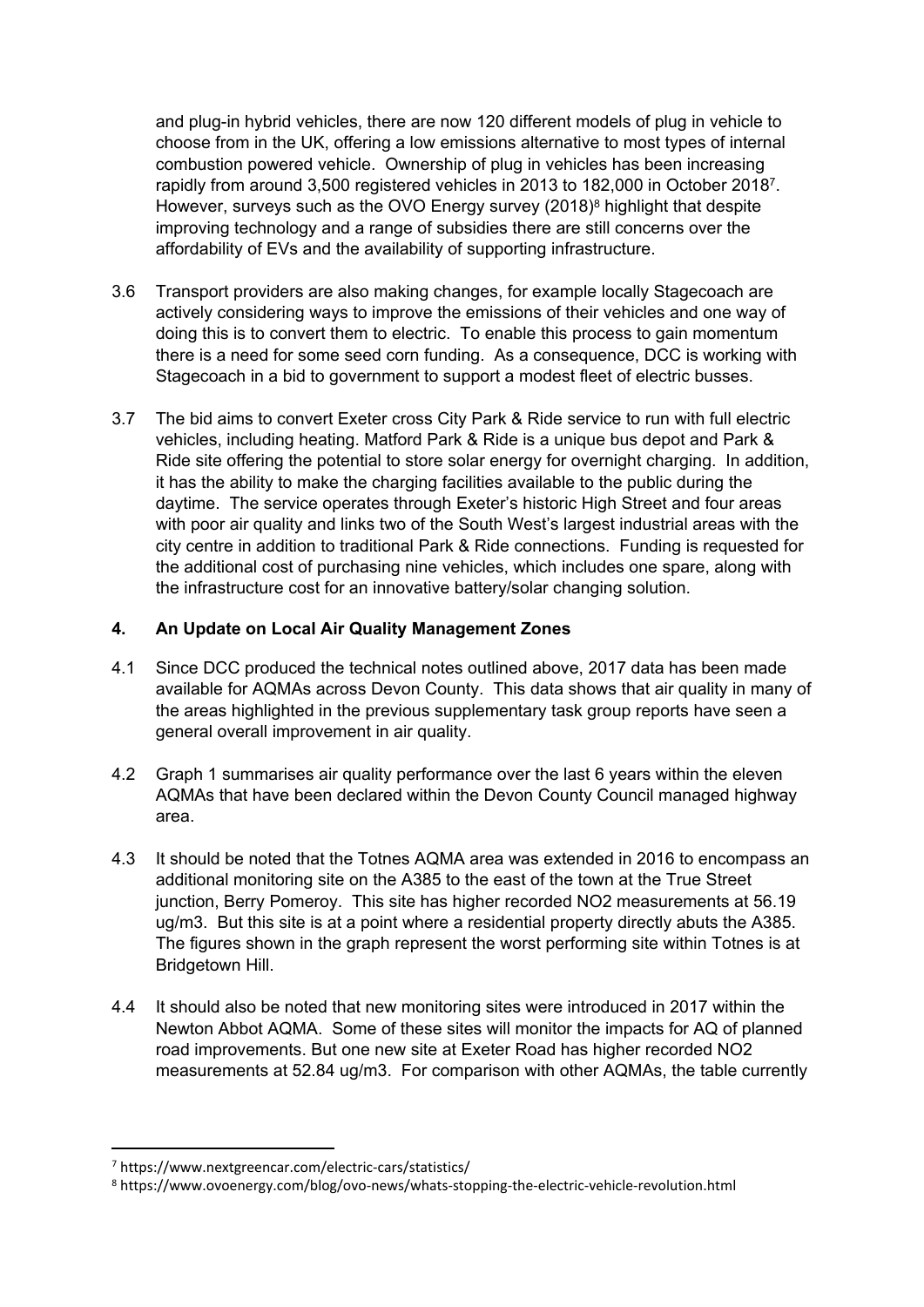and plug-in hybrid vehicles, there are now 120 different models of plug in vehicle to choose from in the UK, offering a low emissions alternative to most types of internal combustion powered vehicle. Ownership of plug in vehicles has been increasing rapidly from around 3,500 registered vehicles in 2013 to 182,000 in October 2018[7]. However, surveys such as the OVO Energy survey (2018)[8] highlight that despite improving technology and a range of subsidies there are still concerns over the affordability of EVs and the availability of supporting infrastructure.

3.6 Transport providers are also making changes, for example locally Stagecoach are actively considering ways to improve the emissions of their vehicles and one way of doing this is to convert them to electric. To enable this process to gain momentum there is a need for some seed corn funding. As a consequence, DCC is working with Stagecoach in a bid to government to support a modest fleet of electric busses.

3.7 The bid aims to convert Exeter cross City Park & Ride service to run with full electric vehicles, including heating. Matford Park & Ride is a unique bus depot and Park & Ride site offering the potential to store solar energy for overnight charging. In addition, it has the ability to make the charging facilities available to the public during the daytime. The service operates through Exeter's historic High Street and four areas with poor air quality and links two of the South West's largest industrial areas with the city centre in addition to traditional Park & Ride connections. Funding is requested for the additional cost of purchasing nine vehicles, which includes one spare, along with the infrastructure cost for an innovative battery/solar changing solution.

## 4. An Update on Local Air Quality Management Zones

4.1 Since DCC produced the technical notes outlined above, 2017 data has been made available for AQMAs across Devon County. This data shows that air quality in many of the areas highlighted in the previous supplementary task group reports have seen a general overall improvement in air quality.

4.2 Graph 1 summarises air quality performance over the last 6 years within the eleven AQMAs that have been declared within the Devon County Council managed highway area.

4.3 It should be noted that the Totnes AQMA area was extended in 2016 to encompass an additional monitoring site on the A385 to the east of the town at the True Street junction, Berry Pomeroy. This site has higher recorded NO2 measurements at 56.19 ug/m3. But this site is at a point where a residential property directly abuts the A385. The figures shown in the graph represent the worst performing site within Totnes is at Bridgetown Hill.

4.4 It should also be noted that new monitoring sites were introduced in 2017 within the Newton Abbot AQMA. Some of these sites will monitor the impacts for AQ of planned road improvements. But one new site at Exeter Road has higher recorded NO2 measurements at 52.84 ug/m3. For comparison with other AQMAs, the table currently

---

[7] https://www.nextgreencar.com/electric-cars/statistics/

[8] https://www.ovoenergy.com/blog/ovo-news/whats-stopping-the-electric-vehicle-revolution.html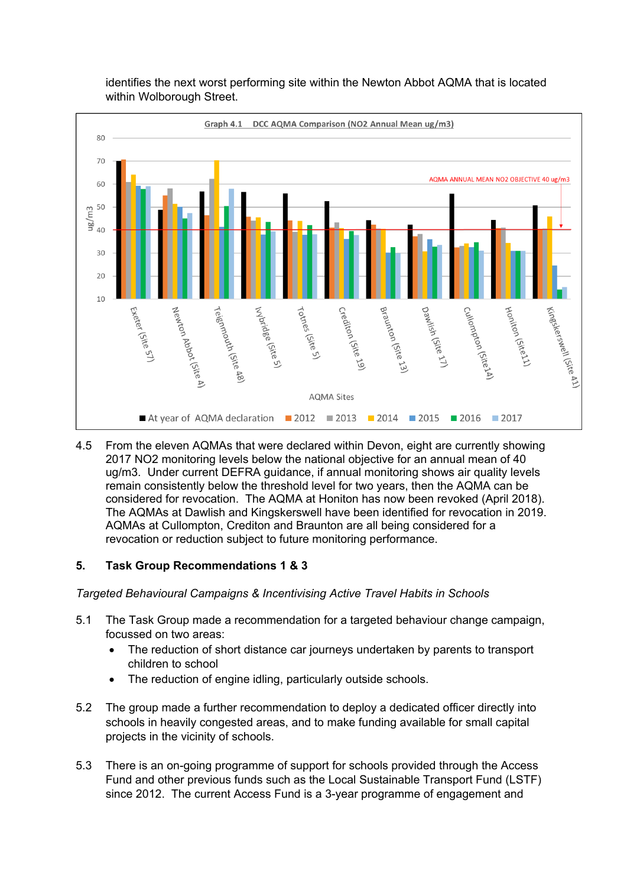identifies the next worst performing site within the Newton Abbot AQMA that is located within Wolborough Street.

Graph 4.1 DCC AQMA Comparison ($NO_2$ Annual Mean ug/m3)

4.5 From the eleven AQMAs that were declared within Devon, eight are currently showing 2017 $NO_2$ monitoring levels below the national objective for an annual mean of 40 ug/m3. Under current DEFRA guidance, if annual monitoring shows air quality levels remain consistently below the threshold level for two years, then the AQMA can be considered for revocation. The AQMA at Honiton has now been revoked (April 2018). The AQMAs at Dawlish and Kingskerswell have been identified for revocation in 2019. AQMAs at Cullompton, Crediton and Braunton are all being considered for a revocation or reduction subject to future monitoring performance.

## 5. Task Group Recommendations 1 & 3

*Targeted Behavioural Campaigns & Incentivising Active Travel Habits in Schools*

5.1 The Task Group made a recommendation for a targeted behaviour change campaign, focussed on two areas:

- The reduction of short distance car journeys undertaken by parents to transport children to school
- The reduction of engine idling, particularly outside schools.

5.2 The group made a further recommendation to deploy a dedicated officer directly into schools in heavily congested areas, and to make funding available for small capital projects in the vicinity of schools.

5.3 There is an on-going programme of support for schools provided through the Access Fund and other previous funds such as the Local Sustainable Transport Fund (LSTF) since 2012. The current Access Fund is a 3-year programme of engagement and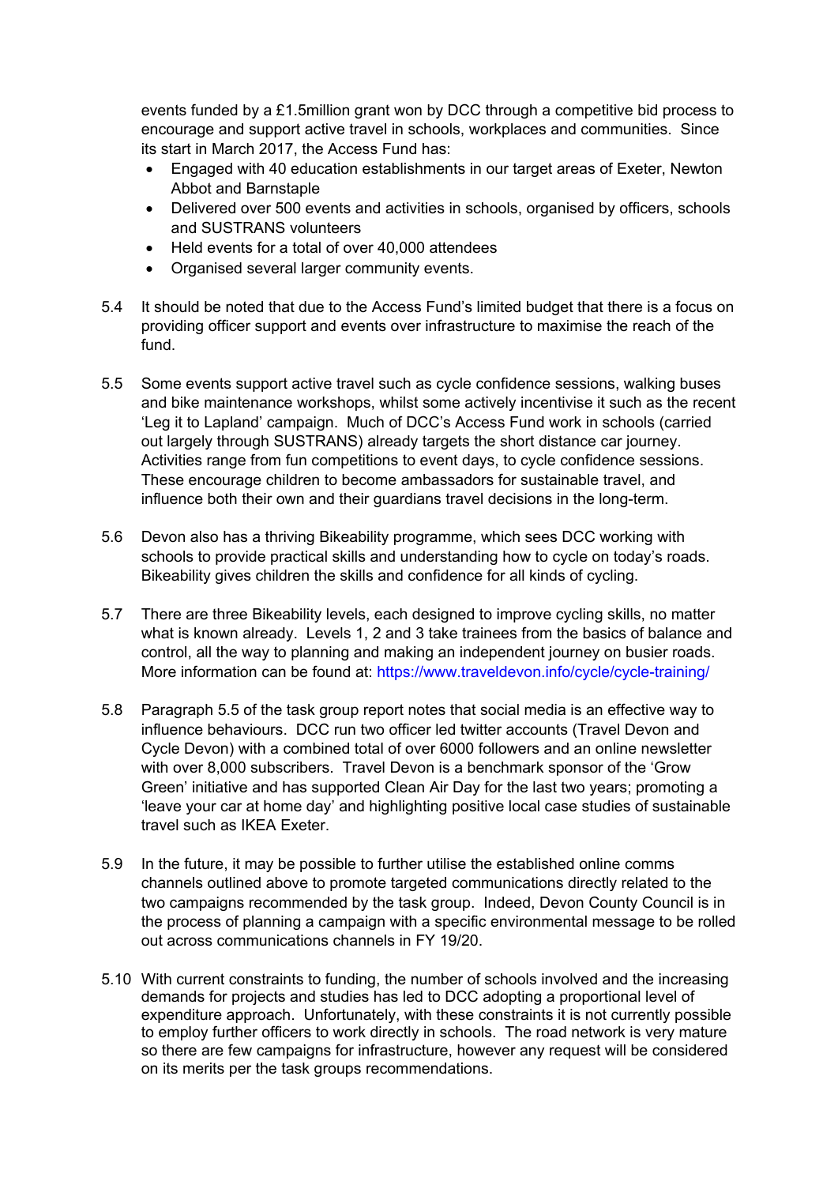events funded by a £1.5million grant won by DCC through a competitive bid process to encourage and support active travel in schools, workplaces and communities. Since its start in March 2017, the Access Fund has:

- Engaged with 40 education establishments in our target areas of Exeter, Newton Abbot and Barnstaple
- Delivered over 500 events and activities in schools, organised by officers, schools and SUSTRANS volunteers
- Held events for a total of over 40,000 attendees
- Organised several larger community events.

5.4 It should be noted that due to the Access Fund's limited budget that there is a focus on providing officer support and events over infrastructure to maximise the reach of the fund.

5.5 Some events support active travel such as cycle confidence sessions, walking buses and bike maintenance workshops, whilst some actively incentivise it such as the recent 'Leg it to Lapland' campaign. Much of DCC's Access Fund work in schools (carried out largely through SUSTRANS) already targets the short distance car journey. Activities range from fun competitions to event days, to cycle confidence sessions. These encourage children to become ambassadors for sustainable travel, and influence both their own and their guardians travel decisions in the long-term.

5.6 Devon also has a thriving Bikeability programme, which sees DCC working with schools to provide practical skills and understanding how to cycle on today's roads. Bikeability gives children the skills and confidence for all kinds of cycling.

5.7 There are three Bikeability levels, each designed to improve cycling skills, no matter what is known already. Levels 1, 2 and 3 take trainees from the basics of balance and control, all the way to planning and making an independent journey on busier roads. More information can be found at: https://www.traveldevon.info/cycle/cycle-training/

5.8 Paragraph 5.5 of the task group report notes that social media is an effective way to influence behaviours. DCC run two officer led twitter accounts (Travel Devon and Cycle Devon) with a combined total of over 6000 followers and an online newsletter with over 8,000 subscribers. Travel Devon is a benchmark sponsor of the 'Grow Green' initiative and has supported Clean Air Day for the last two years; promoting a 'leave your car at home day' and highlighting positive local case studies of sustainable travel such as IKEA Exeter.

5.9 In the future, it may be possible to further utilise the established online comms channels outlined above to promote targeted communications directly related to the two campaigns recommended by the task group. Indeed, Devon County Council is in the process of planning a campaign with a specific environmental message to be rolled out across communications channels in FY 19/20.

5.10 With current constraints to funding, the number of schools involved and the increasing demands for projects and studies has led to DCC adopting a proportional level of expenditure approach. Unfortunately, with these constraints it is not currently possible to employ further officers to work directly in schools. The road network is very mature so there are few campaigns for infrastructure, however any request will be considered on its merits per the task groups recommendations.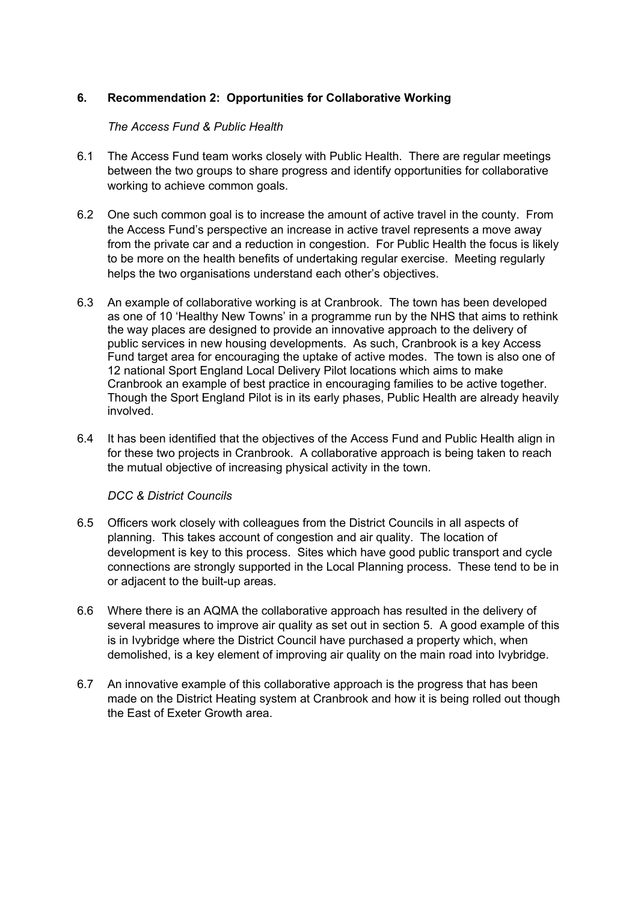## 6. Recommendation 2: Opportunities for Collaborative Working

*The Access Fund & Public Health*

6.1 The Access Fund team works closely with Public Health. There are regular meetings between the two groups to share progress and identify opportunities for collaborative working to achieve common goals.

6.2 One such common goal is to increase the amount of active travel in the county. From the Access Fund's perspective an increase in active travel represents a move away from the private car and a reduction in congestion. For Public Health the focus is likely to be more on the health benefits of undertaking regular exercise. Meeting regularly helps the two organisations understand each other's objectives.

6.3 An example of collaborative working is at Cranbrook. The town has been developed as one of 10 'Healthy New Towns' in a programme run by the NHS that aims to rethink the way places are designed to provide an innovative approach to the delivery of public services in new housing developments. As such, Cranbrook is a key Access Fund target area for encouraging the uptake of active modes. The town is also one of 12 national Sport England Local Delivery Pilot locations which aims to make Cranbrook an example of best practice in encouraging families to be active together. Though the Sport England Pilot is in its early phases, Public Health are already heavily involved.

6.4 It has been identified that the objectives of the Access Fund and Public Health align in for these two projects in Cranbrook. A collaborative approach is being taken to reach the mutual objective of increasing physical activity in the town.

*DCC & District Councils*

6.5 Officers work closely with colleagues from the District Councils in all aspects of planning. This takes account of congestion and air quality. The location of development is key to this process. Sites which have good public transport and cycle connections are strongly supported in the Local Planning process. These tend to be in or adjacent to the built-up areas.

6.6 Where there is an AQMA the collaborative approach has resulted in the delivery of several measures to improve air quality as set out in section 5. A good example of this is in Ivybridge where the District Council have purchased a property which, when demolished, is a key element of improving air quality on the main road into Ivybridge.

6.7 An innovative example of this collaborative approach is the progress that has been made on the District Heating system at Cranbrook and how it is being rolled out though the East of Exeter Growth area.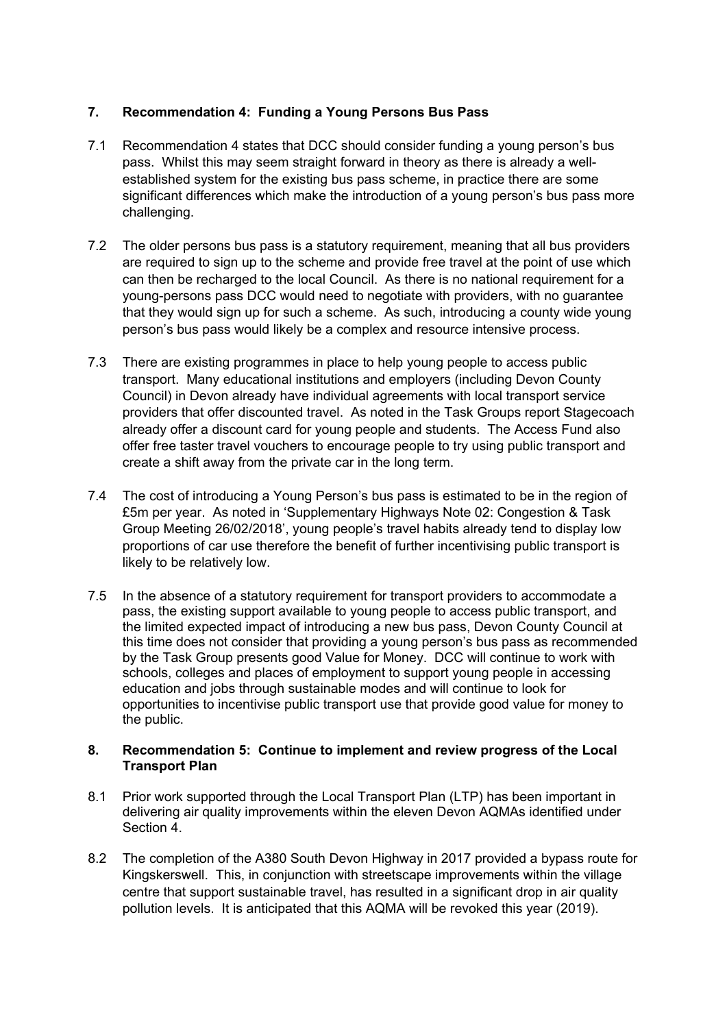## 7. Recommendation 4: Funding a Young Persons Bus Pass

7.1 Recommendation 4 states that DCC should consider funding a young person's bus pass. Whilst this may seem straight forward in theory as there is already a well-established system for the existing bus pass scheme, in practice there are some significant differences which make the introduction of a young person's bus pass more challenging.

7.2 The older persons bus pass is a statutory requirement, meaning that all bus providers are required to sign up to the scheme and provide free travel at the point of use which can then be recharged to the local Council. As there is no national requirement for a young-persons pass DCC would need to negotiate with providers, with no guarantee that they would sign up for such a scheme. As such, introducing a county wide young person's bus pass would likely be a complex and resource intensive process.

7.3 There are existing programmes in place to help young people to access public transport. Many educational institutions and employers (including Devon County Council) in Devon already have individual agreements with local transport service providers that offer discounted travel. As noted in the Task Groups report Stagecoach already offer a discount card for young people and students. The Access Fund also offer free taster travel vouchers to encourage people to try using public transport and create a shift away from the private car in the long term.

7.4 The cost of introducing a Young Person's bus pass is estimated to be in the region of £5m per year. As noted in 'Supplementary Highways Note 02: Congestion & Task Group Meeting 26/02/2018', young people's travel habits already tend to display low proportions of car use therefore the benefit of further incentivising public transport is likely to be relatively low.

7.5 In the absence of a statutory requirement for transport providers to accommodate a pass, the existing support available to young people to access public transport, and the limited expected impact of introducing a new bus pass, Devon County Council at this time does not consider that providing a young person's bus pass as recommended by the Task Group presents good Value for Money. DCC will continue to work with schools, colleges and places of employment to support young people in accessing education and jobs through sustainable modes and will continue to look for opportunities to incentivise public transport use that provide good value for money to the public.

## 8. Recommendation 5: Continue to implement and review progress of the Local Transport Plan

8.1 Prior work supported through the Local Transport Plan (LTP) has been important in delivering air quality improvements within the eleven Devon AQMAs identified under Section 4.

8.2 The completion of the A380 South Devon Highway in 2017 provided a bypass route for Kingskerswell. This, in conjunction with streetscape improvements within the village centre that support sustainable travel, has resulted in a significant drop in air quality pollution levels. It is anticipated that this AQMA will be revoked this year (2019).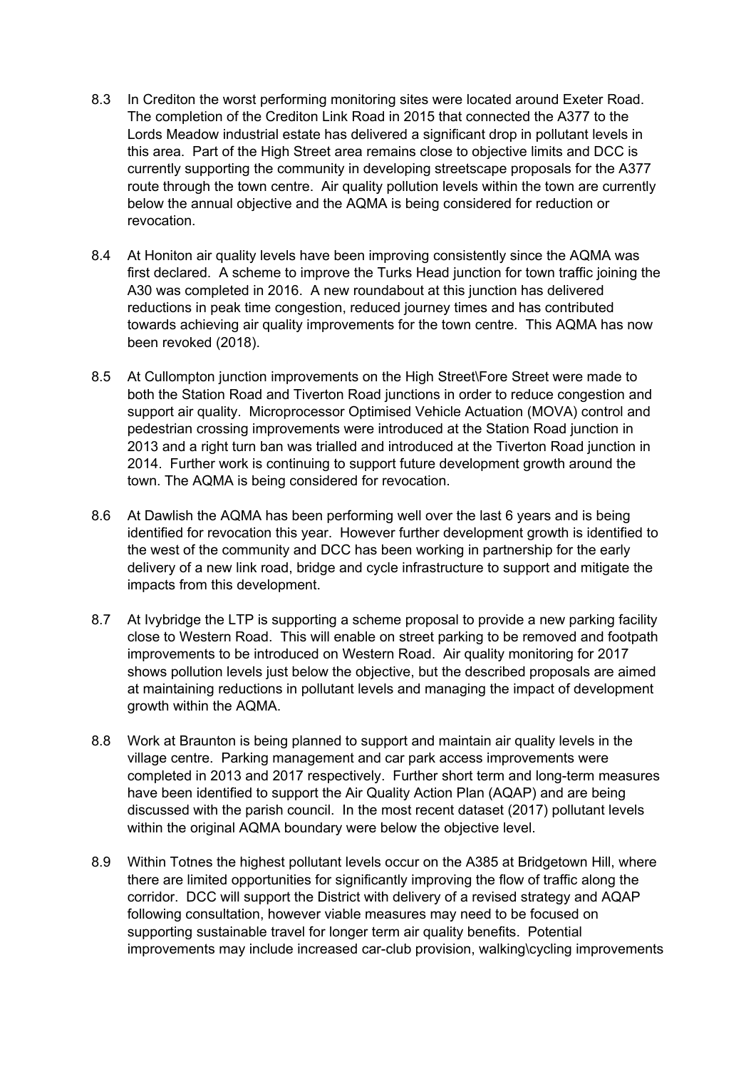8.3 In Crediton the worst performing monitoring sites were located around Exeter Road. The completion of the Crediton Link Road in 2015 that connected the A377 to the Lords Meadow industrial estate has delivered a significant drop in pollutant levels in this area. Part of the High Street area remains close to objective limits and DCC is currently supporting the community in developing streetscape proposals for the A377 route through the town centre. Air quality pollution levels within the town are currently below the annual objective and the AQMA is being considered for reduction or revocation.

8.4 At Honiton air quality levels have been improving consistently since the AQMA was first declared. A scheme to improve the Turks Head junction for town traffic joining the A30 was completed in 2016. A new roundabout at this junction has delivered reductions in peak time congestion, reduced journey times and has contributed towards achieving air quality improvements for the town centre. This AQMA has now been revoked (2018).

8.5 At Cullompton junction improvements on the High Street\Fore Street were made to both the Station Road and Tiverton Road junctions in order to reduce congestion and support air quality. Microprocessor Optimised Vehicle Actuation (MOVA) control and pedestrian crossing improvements were introduced at the Station Road junction in 2013 and a right turn ban was trialled and introduced at the Tiverton Road junction in 2014. Further work is continuing to support future development growth around the town. The AQMA is being considered for revocation.

8.6 At Dawlish the AQMA has been performing well over the last 6 years and is being identified for revocation this year. However further development growth is identified to the west of the community and DCC has been working in partnership for the early delivery of a new link road, bridge and cycle infrastructure to support and mitigate the impacts from this development.

8.7 At Ivybridge the LTP is supporting a scheme proposal to provide a new parking facility close to Western Road. This will enable on street parking to be removed and footpath improvements to be introduced on Western Road. Air quality monitoring for 2017 shows pollution levels just below the objective, but the described proposals are aimed at maintaining reductions in pollutant levels and managing the impact of development growth within the AQMA.

8.8 Work at Braunton is being planned to support and maintain air quality levels in the village centre. Parking management and car park access improvements were completed in 2013 and 2017 respectively. Further short term and long-term measures have been identified to support the Air Quality Action Plan (AQAP) and are being discussed with the parish council. In the most recent dataset (2017) pollutant levels within the original AQMA boundary were below the objective level.

8.9 Within Totnes the highest pollutant levels occur on the A385 at Bridgetown Hill, where there are limited opportunities for significantly improving the flow of traffic along the corridor. DCC will support the District with delivery of a revised strategy and AQAP following consultation, however viable measures may need to be focused on supporting sustainable travel for longer term air quality benefits. Potential improvements may include increased car-club provision, walking\cycling improvements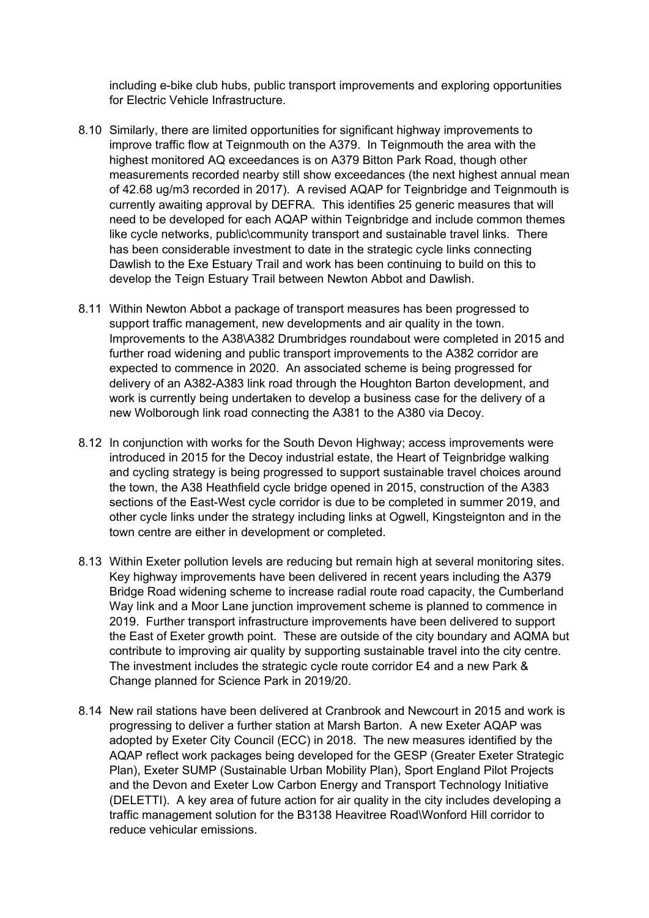including e-bike club hubs, public transport improvements and exploring opportunities for Electric Vehicle Infrastructure.

8.10 Similarly, there are limited opportunities for significant highway improvements to improve traffic flow at Teignmouth on the A379. In Teignmouth the area with the highest monitored AQ exceedances is on A379 Bitton Park Road, though other measurements recorded nearby still show exceedances (the next highest annual mean of 42.68 ug/m3 recorded in 2017). A revised AQAP for Teignbridge and Teignmouth is currently awaiting approval by DEFRA. This identifies 25 generic measures that will need to be developed for each AQAP within Teignbridge and include common themes like cycle networks, public\community transport and sustainable travel links. There has been considerable investment to date in the strategic cycle links connecting Dawlish to the Exe Estuary Trail and work has been continuing to build on this to develop the Teign Estuary Trail between Newton Abbot and Dawlish.

8.11 Within Newton Abbot a package of transport measures has been progressed to support traffic management, new developments and air quality in the town. Improvements to the A38\A382 Drumbridges roundabout were completed in 2015 and further road widening and public transport improvements to the A382 corridor are expected to commence in 2020. An associated scheme is being progressed for delivery of an A382-A383 link road through the Houghton Barton development, and work is currently being undertaken to develop a business case for the delivery of a new Wolborough link road connecting the A381 to the A380 via Decoy.

8.12 In conjunction with works for the South Devon Highway; access improvements were introduced in 2015 for the Decoy industrial estate, the Heart of Teignbridge walking and cycling strategy is being progressed to support sustainable travel choices around the town, the A38 Heathfield cycle bridge opened in 2015, construction of the A383 sections of the East-West cycle corridor is due to be completed in summer 2019, and other cycle links under the strategy including links at Ogwell, Kingsteignton and in the town centre are either in development or completed.

8.13 Within Exeter pollution levels are reducing but remain high at several monitoring sites. Key highway improvements have been delivered in recent years including the A379 Bridge Road widening scheme to increase radial route road capacity, the Cumberland Way link and a Moor Lane junction improvement scheme is planned to commence in 2019. Further transport infrastructure improvements have been delivered to support the East of Exeter growth point. These are outside of the city boundary and AQMA but contribute to improving air quality by supporting sustainable travel into the city centre. The investment includes the strategic cycle route corridor E4 and a new Park & Change planned for Science Park in 2019/20.

8.14 New rail stations have been delivered at Cranbrook and Newcourt in 2015 and work is progressing to deliver a further station at Marsh Barton. A new Exeter AQAP was adopted by Exeter City Council (ECC) in 2018. The new measures identified by the AQAP reflect work packages being developed for the GESP (Greater Exeter Strategic Plan), Exeter SUMP (Sustainable Urban Mobility Plan), Sport England Pilot Projects and the Devon and Exeter Low Carbon Energy and Transport Technology Initiative (DELETTI). A key area of future action for air quality in the city includes developing a traffic management solution for the B3138 Heavitree Road\Wonford Hill corridor to reduce vehicular emissions.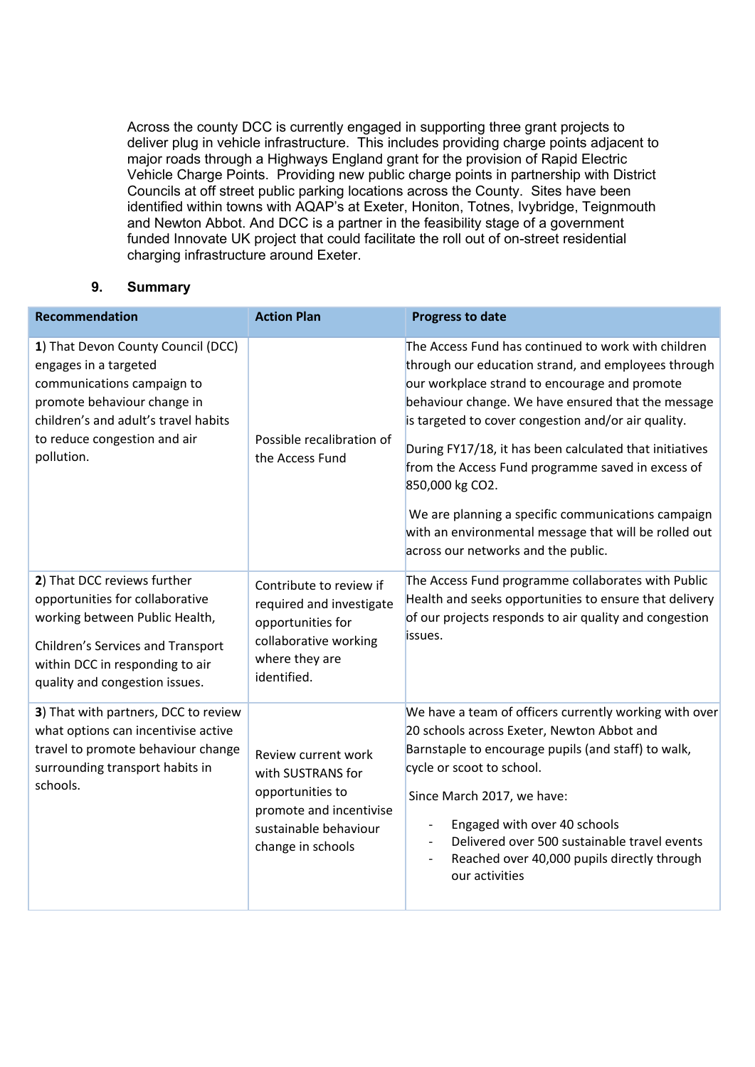Across the county DCC is currently engaged in supporting three grant projects to deliver plug in vehicle infrastructure. This includes providing charge points adjacent to major roads through a Highways England grant for the provision of Rapid Electric Vehicle Charge Points. Providing new public charge points in partnership with District Councils at off street public parking locations across the County. Sites have been identified within towns with AQAP's at Exeter, Honiton, Totnes, Ivybridge, Teignmouth and Newton Abbot. And DCC is a partner in the feasibility stage of a government funded Innovate UK project that could facilitate the roll out of on-street residential charging infrastructure around Exeter.

## 9. Summary

| Recommendation | Action Plan | Progress to date |
|---|---|---|
| **1**) That Devon County Council (DCC) engages in a targeted communications campaign to promote behaviour change in children's and adult's travel habits to reduce congestion and air pollution. | Possible recalibration of the Access Fund | The Access Fund has continued to work with children through our education strand, and employees through our workplace strand to encourage and promote behaviour change. We have ensured that the message is targeted to cover congestion and/or air quality.<br><br>During FY17/18, it has been calculated that initiatives from the Access Fund programme saved in excess of 850,000 kg CO2.<br><br>We are planning a specific communications campaign with an environmental message that will be rolled out across our networks and the public. |
| **2**) That DCC reviews further opportunities for collaborative working between Public Health,<br><br>Children's Services and Transport within DCC in responding to air quality and congestion issues. | Contribute to review if required and investigate opportunities for collaborative working where they are identified. | The Access Fund programme collaborates with Public Health and seeks opportunities to ensure that delivery of our projects responds to air quality and congestion issues. |
| **3**) That with partners, DCC to review what options can incentivise active travel to promote behaviour change surrounding transport habits in schools. | Review current work with SUSTRANS for opportunities to promote and incentivise sustainable behaviour change in schools | We have a team of officers currently working with over 20 schools across Exeter, Newton Abbot and Barnstaple to encourage pupils (and staff) to walk, cycle or scoot to school.<br><br>Since March 2017, we have:<br><br>- Engaged with over 40 schools<br>- Delivered over 500 sustainable travel events<br>- Reached over 40,000 pupils directly through our activities |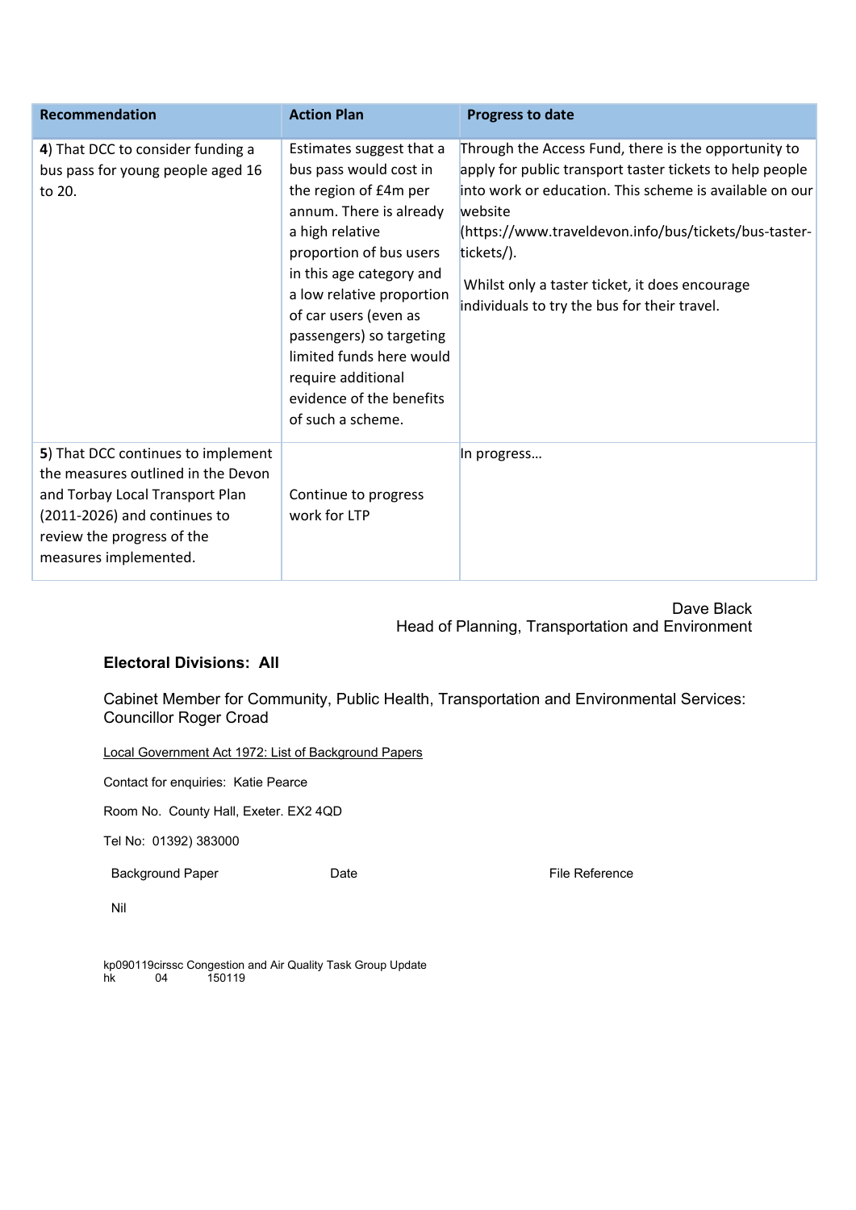| Recommendation | Action Plan | Progress to date |
|---|---|---|
| **4**) That DCC to consider funding a bus pass for young people aged 16 to 20. | Estimates suggest that a bus pass would cost in the region of £4m per annum. There is already a high relative proportion of bus users in this age category and a low relative proportion of car users (even as passengers) so targeting limited funds here would require additional evidence of the benefits of such a scheme. | Through the Access Fund, there is the opportunity to apply for public transport taster tickets to help people into work or education. This scheme is available on our website (https://www.traveldevon.info/bus/tickets/bus-taster-tickets/).<br><br>Whilst only a taster ticket, it does encourage individuals to try the bus for their travel. |
| **5**) That DCC continues to implement the measures outlined in the Devon and Torbay Local Transport Plan (2011-2026) and continues to review the progress of the measures implemented. | Continue to progress work for LTP | In progress… |

Dave Black
Head of Planning, Transportation and Environment

**Electoral Divisions: All**

Cabinet Member for Community, Public Health, Transportation and Environmental Services: Councillor Roger Croad

Local Government Act 1972: List of Background Papers

Contact for enquiries: Katie Pearce

Room No. County Hall, Exeter. EX2 4QD

Tel No: 01392) 383000

| Background Paper | Date | File Reference |
|---|---|---|
| Nil | | |

kp090119cirssc Congestion and Air Quality Task Group Update
hk 04 150119